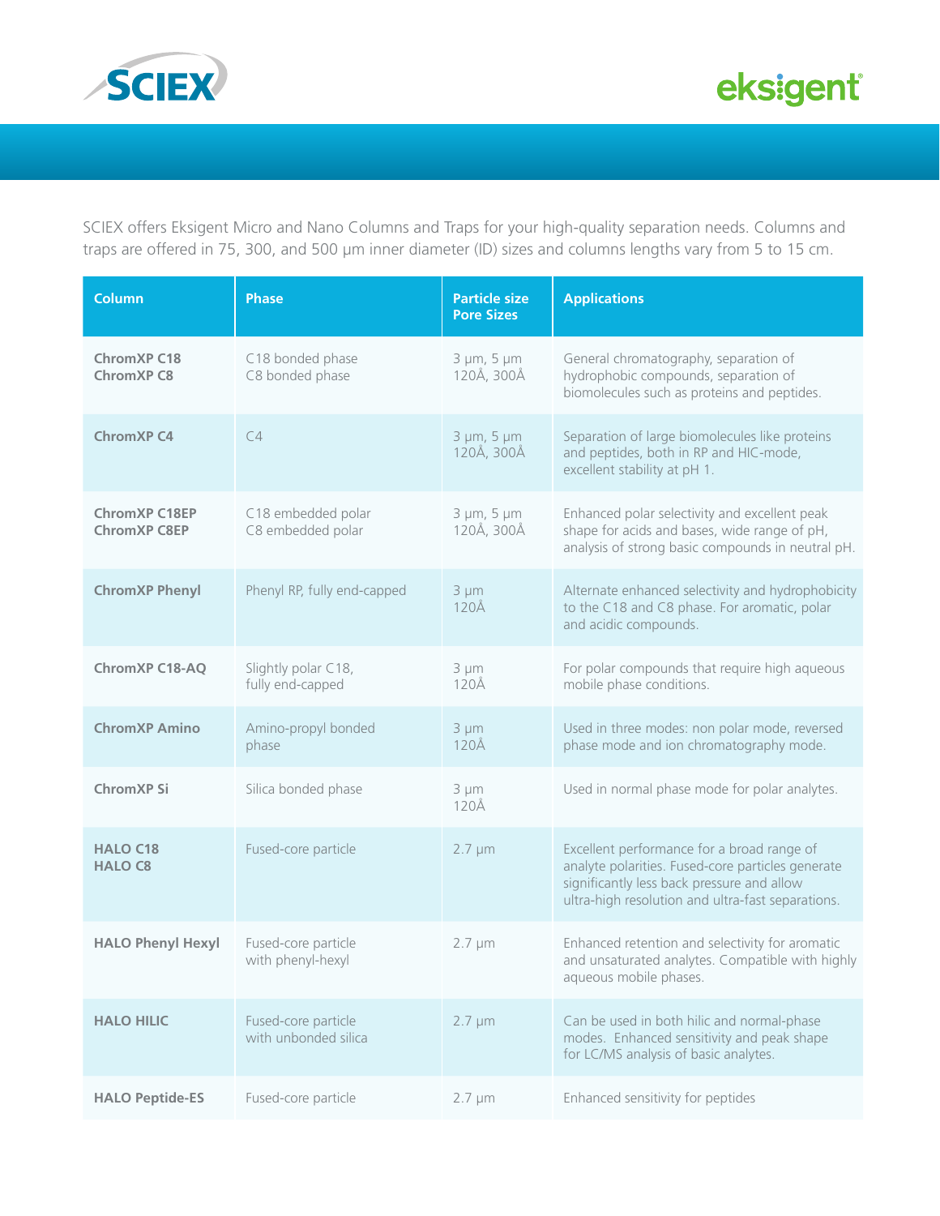SCIEX offers Eksigent Micro and Nano Columns and Traps for your high-quality separation needs. Columns and traps are offered in 75, 300, and 500 µm inner diameter (ID) sizes and columns lengths vary from 5 to 15 cm.

| Column | Phase | Particle size Pore Sizes | Applications |
|---|---|---|---|
| **ChromXP C18**<br>**ChromXP C8** | C18 bonded phase<br>C8 bonded phase | 3 µm, 5 µm<br>120Å, 300Å | General chromatography, separation of hydrophobic compounds, separation of biomolecules such as proteins and peptides. |
| **ChromXP C4** | C4 | 3 µm, 5 µm<br>120Å, 300Å | Separation of large biomolecules like proteins and peptides, both in RP and HIC-mode, excellent stability at pH 1. |
| **ChromXP C18EP**<br>**ChromXP C8EP** | C18 embedded polar<br>C8 embedded polar | 3 µm, 5 µm<br>120Å, 300Å | Enhanced polar selectivity and excellent peak shape for acids and bases, wide range of pH, analysis of strong basic compounds in neutral pH. |
| **ChromXP Phenyl** | Phenyl RP, fully end-capped | 3 µm<br>120Å | Alternate enhanced selectivity and hydrophobicity to the C18 and C8 phase. For aromatic, polar and acidic compounds. |
| **ChromXP C18-AQ** | Slightly polar C18, fully end-capped | 3 µm<br>120Å | For polar compounds that require high aqueous mobile phase conditions. |
| **ChromXP Amino** | Amino-propyl bonded phase | 3 µm<br>120Å | Used in three modes: non polar mode, reversed phase mode and ion chromatography mode. |
| **ChromXP Si** | Silica bonded phase | 3 µm<br>120Å | Used in normal phase mode for polar analytes. |
| **HALO C18**<br>**HALO C8** | Fused-core particle | 2.7 µm | Excellent performance for a broad range of analyte polarities. Fused-core particles generate significantly less back pressure and allow ultra-high resolution and ultra-fast separations. |
| **HALO Phenyl Hexyl** | Fused-core particle with phenyl-hexyl | 2.7 µm | Enhanced retention and selectivity for aromatic and unsaturated analytes. Compatible with highly aqueous mobile phases. |
| **HALO HILIC** | Fused-core particle with unbonded silica | 2.7 µm | Can be used in both hilic and normal-phase modes. Enhanced sensitivity and peak shape for LC/MS analysis of basic analytes. |
| **HALO Peptide-ES** | Fused-core particle | 2.7 µm | Enhanced sensitivity for peptides |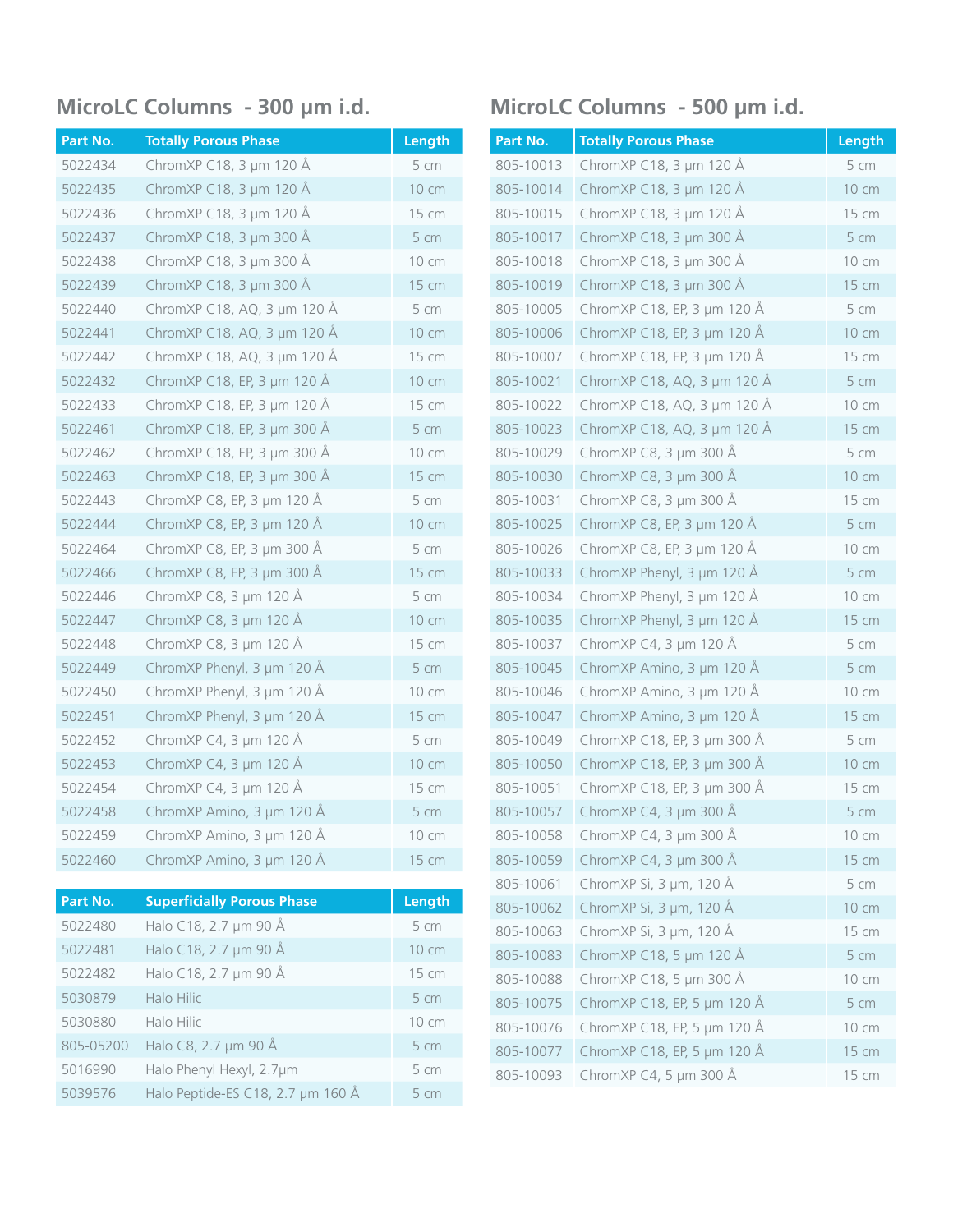## MicroLC Columns - 300 µm i.d.

| Part No. | Totally Porous Phase | Length |
|---|---|---|
| 5022434 | ChromXP C18, 3 µm 120 Å | 5 cm |
| 5022435 | ChromXP C18, 3 µm 120 Å | 10 cm |
| 5022436 | ChromXP C18, 3 µm 120 Å | 15 cm |
| 5022437 | ChromXP C18, 3 µm 300 Å | 5 cm |
| 5022438 | ChromXP C18, 3 µm 300 Å | 10 cm |
| 5022439 | ChromXP C18, 3 µm 300 Å | 15 cm |
| 5022440 | ChromXP C18, AQ, 3 µm 120 Å | 5 cm |
| 5022441 | ChromXP C18, AQ, 3 µm 120 Å | 10 cm |
| 5022442 | ChromXP C18, AQ, 3 µm 120 Å | 15 cm |
| 5022432 | ChromXP C18, EP, 3 µm 120 Å | 10 cm |
| 5022433 | ChromXP C18, EP, 3 µm 120 Å | 15 cm |
| 5022461 | ChromXP C18, EP, 3 µm 300 Å | 5 cm |
| 5022462 | ChromXP C18, EP, 3 µm 300 Å | 10 cm |
| 5022463 | ChromXP C18, EP, 3 µm 300 Å | 15 cm |
| 5022443 | ChromXP C8, EP, 3 µm 120 Å | 5 cm |
| 5022444 | ChromXP C8, EP, 3 µm 120 Å | 10 cm |
| 5022464 | ChromXP C8, EP, 3 µm 300 Å | 5 cm |
| 5022466 | ChromXP C8, EP, 3 µm 300 Å | 15 cm |
| 5022446 | ChromXP C8, 3 µm 120 Å | 5 cm |
| 5022447 | ChromXP C8, 3 µm 120 Å | 10 cm |
| 5022448 | ChromXP C8, 3 µm 120 Å | 15 cm |
| 5022449 | ChromXP Phenyl, 3 µm 120 Å | 5 cm |
| 5022450 | ChromXP Phenyl, 3 µm 120 Å | 10 cm |
| 5022451 | ChromXP Phenyl, 3 µm 120 Å | 15 cm |
| 5022452 | ChromXP C4, 3 µm 120 Å | 5 cm |
| 5022453 | ChromXP C4, 3 µm 120 Å | 10 cm |
| 5022454 | ChromXP C4, 3 µm 120 Å | 15 cm |
| 5022458 | ChromXP Amino, 3 µm 120 Å | 5 cm |
| 5022459 | ChromXP Amino, 3 µm 120 Å | 10 cm |
| 5022460 | ChromXP Amino, 3 µm 120 Å | 15 cm |

| Part No. | Superficially Porous Phase | Length |
|---|---|---|
| 5022480 | Halo C18, 2.7 µm 90 Å | 5 cm |
| 5022481 | Halo C18, 2.7 µm 90 Å | 10 cm |
| 5022482 | Halo C18, 2.7 µm 90 Å | 15 cm |
| 5030879 | Halo Hilic | 5 cm |
| 5030880 | Halo Hilic | 10 cm |
| 805-05200 | Halo C8, 2.7 µm 90 Å | 5 cm |
| 5016990 | Halo Phenyl Hexyl, 2.7µm | 5 cm |
| 5039576 | Halo Peptide-ES C18, 2.7 µm 160 Å | 5 cm |

## MicroLC Columns - 500 µm i.d.

| Part No. | Totally Porous Phase | Length |
|---|---|---|
| 805-10013 | ChromXP C18, 3 µm 120 Å | 5 cm |
| 805-10014 | ChromXP C18, 3 µm 120 Å | 10 cm |
| 805-10015 | ChromXP C18, 3 µm 120 Å | 15 cm |
| 805-10017 | ChromXP C18, 3 µm 300 Å | 5 cm |
| 805-10018 | ChromXP C18, 3 µm 300 Å | 10 cm |
| 805-10019 | ChromXP C18, 3 µm 300 Å | 15 cm |
| 805-10005 | ChromXP C18, EP, 3 µm 120 Å | 5 cm |
| 805-10006 | ChromXP C18, EP, 3 µm 120 Å | 10 cm |
| 805-10007 | ChromXP C18, EP, 3 µm 120 Å | 15 cm |
| 805-10021 | ChromXP C18, AQ, 3 µm 120 Å | 5 cm |
| 805-10022 | ChromXP C18, AQ, 3 µm 120 Å | 10 cm |
| 805-10023 | ChromXP C18, AQ, 3 µm 120 Å | 15 cm |
| 805-10029 | ChromXP C8, 3 µm 300 Å | 5 cm |
| 805-10030 | ChromXP C8, 3 µm 300 Å | 10 cm |
| 805-10031 | ChromXP C8, 3 µm 300 Å | 15 cm |
| 805-10025 | ChromXP C8, EP, 3 µm 120 Å | 5 cm |
| 805-10026 | ChromXP C8, EP, 3 µm 120 Å | 10 cm |
| 805-10033 | ChromXP Phenyl, 3 µm 120 Å | 5 cm |
| 805-10034 | ChromXP Phenyl, 3 µm 120 Å | 10 cm |
| 805-10035 | ChromXP Phenyl, 3 µm 120 Å | 15 cm |
| 805-10037 | ChromXP C4, 3 µm 120 Å | 5 cm |
| 805-10045 | ChromXP Amino, 3 µm 120 Å | 5 cm |
| 805-10046 | ChromXP Amino, 3 µm 120 Å | 10 cm |
| 805-10047 | ChromXP Amino, 3 µm 120 Å | 15 cm |
| 805-10049 | ChromXP C18, EP, 3 µm 300 Å | 5 cm |
| 805-10050 | ChromXP C18, EP, 3 µm 300 Å | 10 cm |
| 805-10051 | ChromXP C18, EP, 3 µm 300 Å | 15 cm |
| 805-10057 | ChromXP C4, 3 µm 300 Å | 5 cm |
| 805-10058 | ChromXP C4, 3 µm 300 Å | 10 cm |
| 805-10059 | ChromXP C4, 3 µm 300 Å | 15 cm |
| 805-10061 | ChromXP Si, 3 µm, 120 Å | 5 cm |
| 805-10062 | ChromXP Si, 3 µm, 120 Å | 10 cm |
| 805-10063 | ChromXP Si, 3 µm, 120 Å | 15 cm |
| 805-10083 | ChromXP C18, 5 µm 120 Å | 5 cm |
| 805-10088 | ChromXP C18, 5 µm 300 Å | 10 cm |
| 805-10075 | ChromXP C18, EP, 5 µm 120 Å | 5 cm |
| 805-10076 | ChromXP C18, EP, 5 µm 120 Å | 10 cm |
| 805-10077 | ChromXP C18, EP, 5 µm 120 Å | 15 cm |
| 805-10093 | ChromXP C4, 5 µm 300 Å | 15 cm |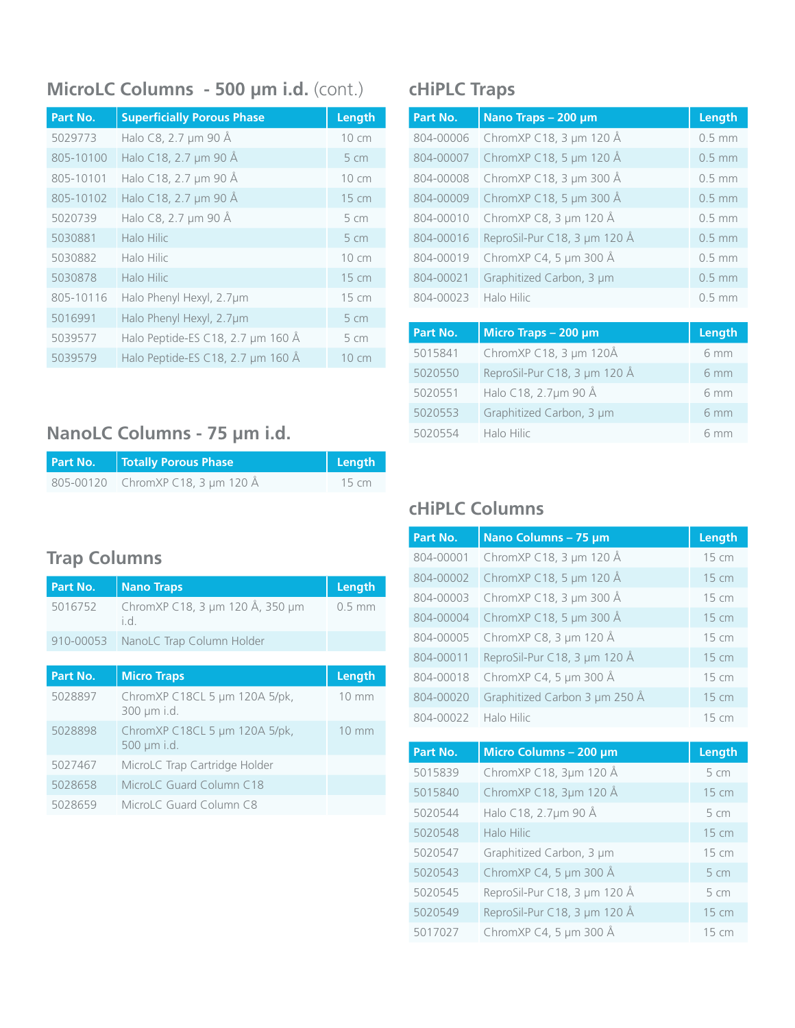## MicroLC Columns - 500 µm i.d. (cont.)

| Part No. | Superficially Porous Phase | Length |
|---|---|---|
| 5029773 | Halo C8, 2.7 µm 90 Å | 10 cm |
| 805-10100 | Halo C18, 2.7 µm 90 Å | 5 cm |
| 805-10101 | Halo C18, 2.7 µm 90 Å | 10 cm |
| 805-10102 | Halo C18, 2.7 µm 90 Å | 15 cm |
| 5020739 | Halo C8, 2.7 µm 90 Å | 5 cm |
| 5030881 | Halo Hilic | 5 cm |
| 5030882 | Halo Hilic | 10 cm |
| 5030878 | Halo Hilic | 15 cm |
| 805-10116 | Halo Phenyl Hexyl, 2.7µm | 15 cm |
| 5016991 | Halo Phenyl Hexyl, 2.7µm | 5 cm |
| 5039577 | Halo Peptide-ES C18, 2.7 µm 160 Å | 5 cm |
| 5039579 | Halo Peptide-ES C18, 2.7 µm 160 Å | 10 cm |

## NanoLC Columns - 75 µm i.d.

| Part No. | Totally Porous Phase | Length |
|---|---|---|
| 805-00120 | ChromXP C18, 3 µm 120 Å | 15 cm |

## Trap Columns

| Part No. | Nano Traps | Length |
|---|---|---|
| 5016752 | ChromXP C18, 3 µm 120 Å, 350 µm i.d. | 0.5 mm |
| 910-00053 | NanoLC Trap Column Holder | |

| Part No. | Micro Traps | Length |
|---|---|---|
| 5028897 | ChromXP C18CL 5 µm 120A 5/pk, 300 µm i.d. | 10 mm |
| 5028898 | ChromXP C18CL 5 µm 120A 5/pk, 500 µm i.d. | 10 mm |
| 5027467 | MicroLC Trap Cartridge Holder | |
| 5028658 | MicroLC Guard Column C18 | |
| 5028659 | MicroLC Guard Column C8 | |

## cHiPLC Traps

| Part No. | Nano Traps – 200 µm | Length |
|---|---|---|
| 804-00006 | ChromXP C18, 3 µm 120 Å | 0.5 mm |
| 804-00007 | ChromXP C18, 5 µm 120 Å | 0.5 mm |
| 804-00008 | ChromXP C18, 3 µm 300 Å | 0.5 mm |
| 804-00009 | ChromXP C18, 5 µm 300 Å | 0.5 mm |
| 804-00010 | ChromXP C8, 3 µm 120 Å | 0.5 mm |
| 804-00016 | ReproSil-Pur C18, 3 µm 120 Å | 0.5 mm |
| 804-00019 | ChromXP C4, 5 µm 300 Å | 0.5 mm |
| 804-00021 | Graphitized Carbon, 3 µm | 0.5 mm |
| 804-00023 | Halo Hilic | 0.5 mm |

| Part No. | Micro Traps – 200 µm | Length |
|---|---|---|
| 5015841 | ChromXP C18, 3 µm 120Å | 6 mm |
| 5020550 | ReproSil-Pur C18, 3 µm 120 Å | 6 mm |
| 5020551 | Halo C18, 2.7µm 90 Å | 6 mm |
| 5020553 | Graphitized Carbon, 3 µm | 6 mm |
| 5020554 | Halo Hilic | 6 mm |

## cHiPLC Columns

| Part No. | Nano Columns – 75 µm | Length |
|---|---|---|
| 804-00001 | ChromXP C18, 3 µm 120 Å | 15 cm |
| 804-00002 | ChromXP C18, 5 µm 120 Å | 15 cm |
| 804-00003 | ChromXP C18, 3 µm 300 Å | 15 cm |
| 804-00004 | ChromXP C18, 5 µm 300 Å | 15 cm |
| 804-00005 | ChromXP C8, 3 µm 120 Å | 15 cm |
| 804-00011 | ReproSil-Pur C18, 3 µm 120 Å | 15 cm |
| 804-00018 | ChromXP C4, 5 µm 300 Å | 15 cm |
| 804-00020 | Graphitized Carbon 3 µm 250 Å | 15 cm |
| 804-00022 | Halo Hilic | 15 cm |

| Part No. | Micro Columns – 200 µm | Length |
|---|---|---|
| 5015839 | ChromXP C18, 3µm 120 Å | 5 cm |
| 5015840 | ChromXP C18, 3µm 120 Å | 15 cm |
| 5020544 | Halo C18, 2.7µm 90 Å | 5 cm |
| 5020548 | Halo Hilic | 15 cm |
| 5020547 | Graphitized Carbon, 3 µm | 15 cm |
| 5020543 | ChromXP C4, 5 µm 300 Å | 5 cm |
| 5020545 | ReproSil-Pur C18, 3 µm 120 Å | 5 cm |
| 5020549 | ReproSil-Pur C18, 3 µm 120 Å | 15 cm |
| 5017027 | ChromXP C4, 5 µm 300 Å | 15 cm |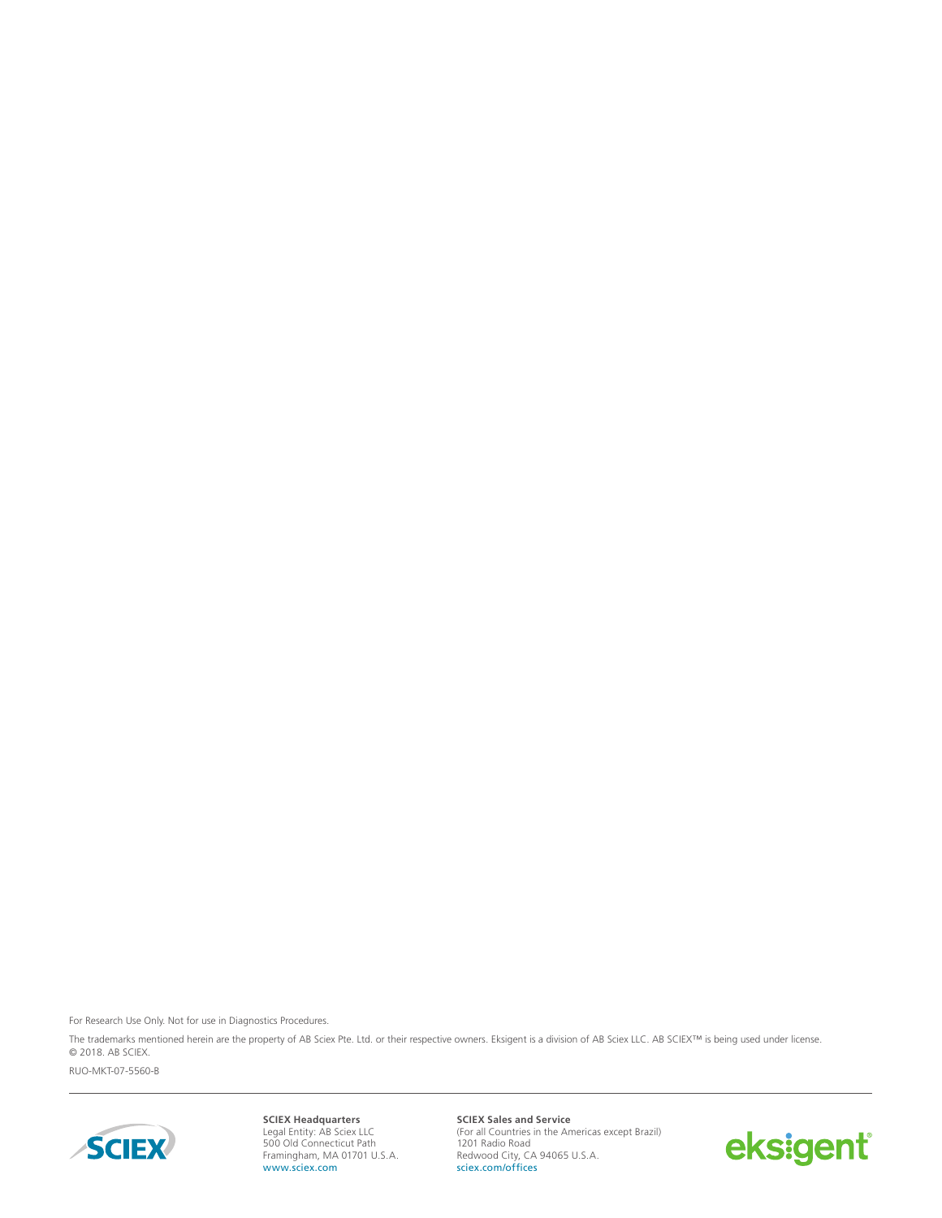For Research Use Only. Not for use in Diagnostics Procedures.

The trademarks mentioned herein are the property of AB Sciex Pte. Ltd. or their respective owners. Eksigent is a division of AB Sciex LLC. AB SCIEX™ is being used under license.
© 2018. AB SCIEX.

RUO-MKT-07-5560-B

**SCIEX Headquarters**
Legal Entity: AB Sciex LLC
500 Old Connecticut Path
Framingham, MA 01701 U.S.A.
www.sciex.com

**SCIEX Sales and Service**
(For all Countries in the Americas except Brazil)
1201 Radio Road
Redwood City, CA 94065 U.S.A.
sciex.com/offices